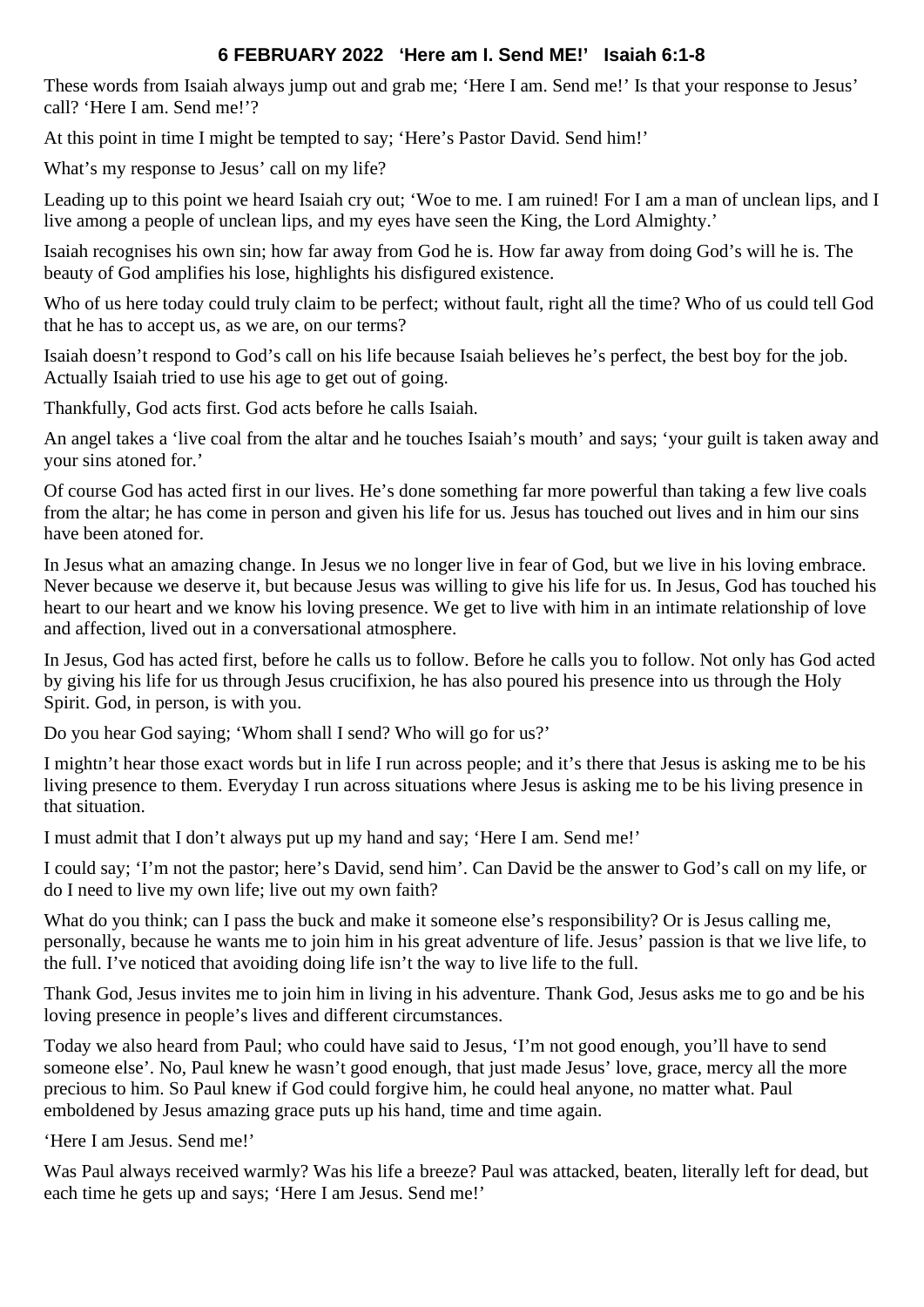**6 FEBRUARY 2022 'Here am I. Send ME!' Isaiah 6:1-8**

These words from Isaiah always jump out and grab me; 'Here I am. Send me!' Is that your response to Jesus' call? 'Here I am. Send me!'?

At this point in time I might be tempted to say; 'Here's Pastor David. Send him!'

What's my response to Jesus' call on my life?

Leading up to this point we heard Isaiah cry out; 'Woe to me. I am ruined! For I am a man of unclean lips, and I live among a people of unclean lips, and my eyes have seen the King, the Lord Almighty.'

Isaiah recognises his own sin; how far away from God he is. How far away from doing God's will he is. The beauty of God amplifies his lose, highlights his disfigured existence.

Who of us here today could truly claim to be perfect; without fault, right all the time? Who of us could tell God that he has to accept us, as we are, on our terms?

Isaiah doesn't respond to God's call on his life because Isaiah believes he's perfect, the best boy for the job. Actually Isaiah tried to use his age to get out of going.

Thankfully, God acts first. God acts before he calls Isaiah.

An angel takes a 'live coal from the altar and he touches Isaiah's mouth' and says; 'your guilt is taken away and your sins atoned for.'

Of course God has acted first in our lives. He's done something far more powerful than taking a few live coals from the altar; he has come in person and given his life for us. Jesus has touched out lives and in him our sins have been atoned for.

In Jesus what an amazing change. In Jesus we no longer live in fear of God, but we live in his loving embrace. Never because we deserve it, but because Jesus was willing to give his life for us. In Jesus, God has touched his heart to our heart and we know his loving presence. We get to live with him in an intimate relationship of love and affection, lived out in a conversational atmosphere.

In Jesus, God has acted first, before he calls us to follow. Before he calls you to follow. Not only has God acted by giving his life for us through Jesus crucifixion, he has also poured his presence into us through the Holy Spirit. God, in person, is with you.

Do you hear God saying; 'Whom shall I send? Who will go for us?'

I mightn't hear those exact words but in life I run across people; and it's there that Jesus is asking me to be his living presence to them. Everyday I run across situations where Jesus is asking me to be his living presence in that situation.

I must admit that I don't always put up my hand and say; 'Here I am. Send me!'

I could say; 'I'm not the pastor; here's David, send him'. Can David be the answer to God's call on my life, or do I need to live my own life; live out my own faith?

What do you think; can I pass the buck and make it someone else's responsibility? Or is Jesus calling me, personally, because he wants me to join him in his great adventure of life. Jesus' passion is that we live life, to the full. I've noticed that avoiding doing life isn't the way to live life to the full.

Thank God, Jesus invites me to join him in living in his adventure. Thank God, Jesus asks me to go and be his loving presence in people's lives and different circumstances.

Today we also heard from Paul; who could have said to Jesus, 'I'm not good enough, you'll have to send someone else'. No, Paul knew he wasn't good enough, that just made Jesus' love, grace, mercy all the more precious to him. So Paul knew if God could forgive him, he could heal anyone, no matter what. Paul emboldened by Jesus amazing grace puts up his hand, time and time again.

'Here I am Jesus. Send me!'

Was Paul always received warmly? Was his life a breeze? Paul was attacked, beaten, literally left for dead, but each time he gets up and says; 'Here I am Jesus. Send me!'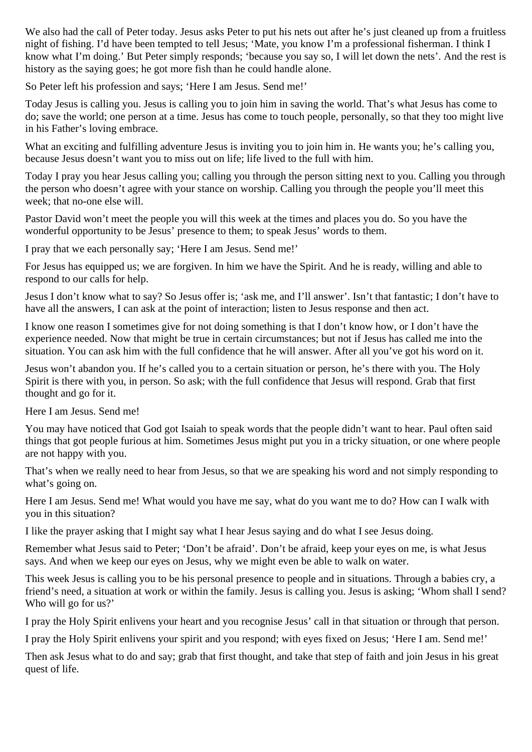We also had the call of Peter today. Jesus asks Peter to put his nets out after he's just cleaned up from a fruitless night of fishing. I'd have been tempted to tell Jesus; 'Mate, you know I'm a professional fisherman. I think I know what I'm doing.' But Peter simply responds; 'because you say so, I will let down the nets'. And the rest is history as the saying goes; he got more fish than he could handle alone.

So Peter left his profession and says; 'Here I am Jesus. Send me!'

Today Jesus is calling you. Jesus is calling you to join him in saving the world. That's what Jesus has come to do; save the world; one person at a time. Jesus has come to touch people, personally, so that they too might live in his Father's loving embrace.

What an exciting and fulfilling adventure Jesus is inviting you to join him in. He wants you; he's calling you, because Jesus doesn't want you to miss out on life; life lived to the full with him.

Today I pray you hear Jesus calling you; calling you through the person sitting next to you. Calling you through the person who doesn't agree with your stance on worship. Calling you through the people you'll meet this week; that no-one else will.

Pastor David won't meet the people you will this week at the times and places you do. So you have the wonderful opportunity to be Jesus' presence to them; to speak Jesus' words to them.

I pray that we each personally say; 'Here I am Jesus. Send me!'

For Jesus has equipped us; we are forgiven. In him we have the Spirit. And he is ready, willing and able to respond to our calls for help.

Jesus I don't know what to say? So Jesus offer is; 'ask me, and I'll answer'. Isn't that fantastic; I don't have to have all the answers, I can ask at the point of interaction; listen to Jesus response and then act.

I know one reason I sometimes give for not doing something is that I don't know how, or I don't have the experience needed. Now that might be true in certain circumstances; but not if Jesus has called me into the situation. You can ask him with the full confidence that he will answer. After all you've got his word on it.

Jesus won't abandon you. If he's called you to a certain situation or person, he's there with you. The Holy Spirit is there with you, in person. So ask; with the full confidence that Jesus will respond. Grab that first thought and go for it.

Here I am Jesus. Send me!

You may have noticed that God got Isaiah to speak words that the people didn't want to hear. Paul often said things that got people furious at him. Sometimes Jesus might put you in a tricky situation, or one where people are not happy with you.

That's when we really need to hear from Jesus, so that we are speaking his word and not simply responding to what's going on.

Here I am Jesus. Send me! What would you have me say, what do you want me to do? How can I walk with you in this situation?

I like the prayer asking that I might say what I hear Jesus saying and do what I see Jesus doing.

Remember what Jesus said to Peter; 'Don't be afraid'. Don't be afraid, keep your eyes on me, is what Jesus says. And when we keep our eyes on Jesus, why we might even be able to walk on water.

This week Jesus is calling you to be his personal presence to people and in situations. Through a babies cry, a friend's need, a situation at work or within the family. Jesus is calling you. Jesus is asking; 'Whom shall I send? Who will go for us?'

I pray the Holy Spirit enlivens your heart and you recognise Jesus' call in that situation or through that person.

I pray the Holy Spirit enlivens your spirit and you respond; with eyes fixed on Jesus; 'Here I am. Send me!'

Then ask Jesus what to do and say; grab that first thought, and take that step of faith and join Jesus in his great quest of life.